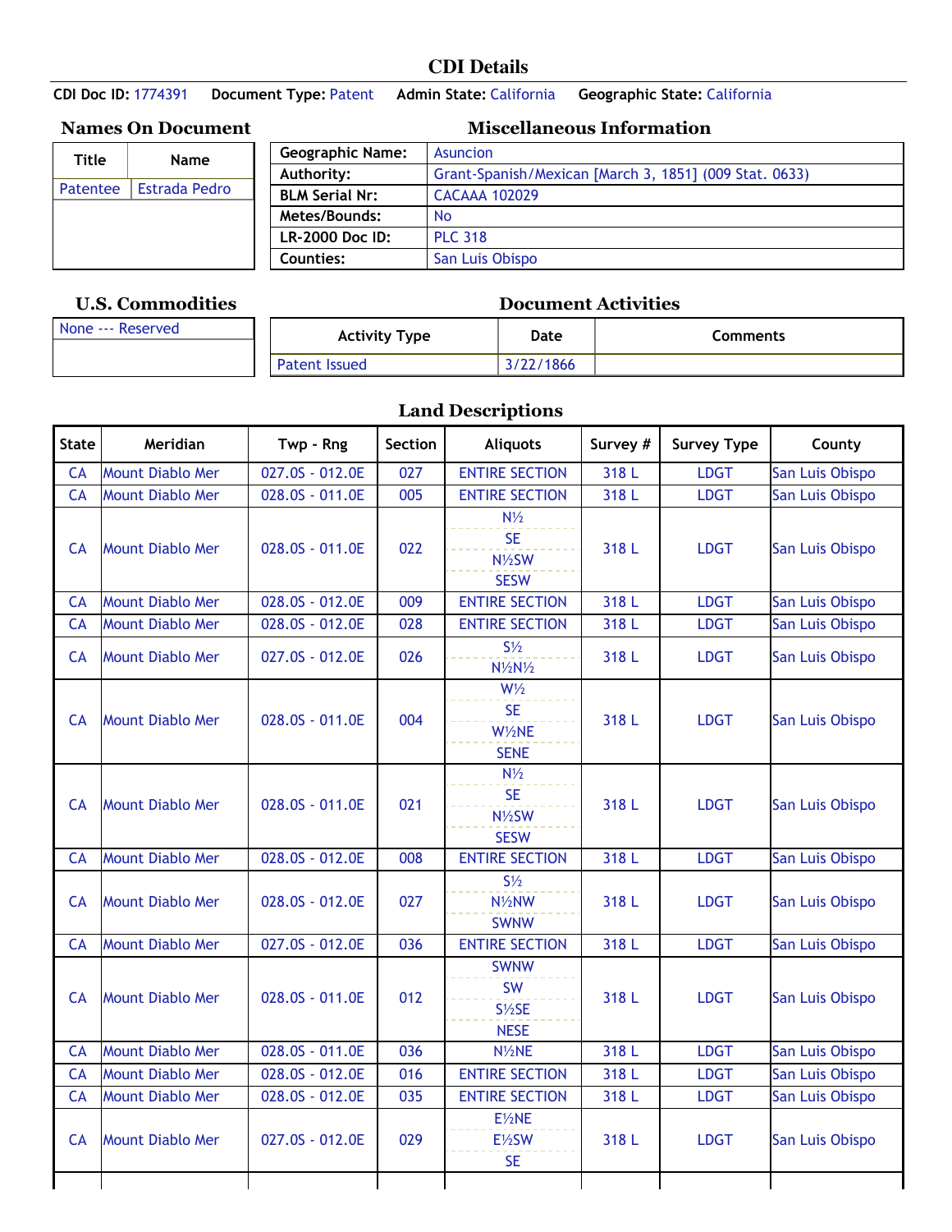# CDI Details

**CDI Doc ID:** 1774391 **Document Type:** Patent **Admin State:** California **Geographic State:** California

## Names On Document

| Title | Name |
|---|---|
| Patentee | Estrada Pedro |

## Miscellaneous Information

| | |
|---|---|
| **Geographic Name:** | Asuncion |
| **Authority:** | Grant-Spanish/Mexican [March 3, 1851] (009 Stat. 0633) |
| **BLM Serial Nr:** | CACAAA 102029 |
| **Metes/Bounds:** | No |
| **LR-2000 Doc ID:** | PLC 318 |
| **Counties:** | San Luis Obispo |

## U.S. Commodities

None --- Reserved

## Document Activities

| Activity Type | Date | Comments |
|---|---|---|
| Patent Issued | 3/22/1866 | |

## Land Descriptions

| State | Meridian | Twp - Rng | Section | Aliquots | Survey # | Survey Type | County |
|---|---|---|---|---|---|---|---|
| CA | Mount Diablo Mer | 027.0S - 012.0E | 027 | ENTIRE SECTION | 318 L | LDGT | San Luis Obispo |
| CA | Mount Diablo Mer | 028.0S - 011.0E | 005 | ENTIRE SECTION | 318 L | LDGT | San Luis Obispo |
| CA | Mount Diablo Mer | 028.0S - 011.0E | 022 | N½<br>SE<br>N½SW<br>SESW | 318 L | LDGT | San Luis Obispo |
| CA | Mount Diablo Mer | 028.0S - 012.0E | 009 | ENTIRE SECTION | 318 L | LDGT | San Luis Obispo |
| CA | Mount Diablo Mer | 028.0S - 012.0E | 028 | ENTIRE SECTION | 318 L | LDGT | San Luis Obispo |
| CA | Mount Diablo Mer | 027.0S - 012.0E | 026 | S½<br>N½N½ | 318 L | LDGT | San Luis Obispo |
| CA | Mount Diablo Mer | 028.0S - 011.0E | 004 | W½<br>SE<br>W½NE<br>SENE | 318 L | LDGT | San Luis Obispo |
| CA | Mount Diablo Mer | 028.0S - 011.0E | 021 | N½<br>SE<br>N½SW<br>SESW | 318 L | LDGT | San Luis Obispo |
| CA | Mount Diablo Mer | 028.0S - 012.0E | 008 | ENTIRE SECTION | 318 L | LDGT | San Luis Obispo |
| CA | Mount Diablo Mer | 028.0S - 012.0E | 027 | S½<br>N½NW<br>SWNW | 318 L | LDGT | San Luis Obispo |
| CA | Mount Diablo Mer | 027.0S - 012.0E | 036 | ENTIRE SECTION | 318 L | LDGT | San Luis Obispo |
| CA | Mount Diablo Mer | 028.0S - 011.0E | 012 | SWNW<br>SW<br>S½SE<br>NESE | 318 L | LDGT | San Luis Obispo |
| CA | Mount Diablo Mer | 028.0S - 011.0E | 036 | N½NE | 318 L | LDGT | San Luis Obispo |
| CA | Mount Diablo Mer | 028.0S - 012.0E | 016 | ENTIRE SECTION | 318 L | LDGT | San Luis Obispo |
| CA | Mount Diablo Mer | 028.0S - 012.0E | 035 | ENTIRE SECTION | 318 L | LDGT | San Luis Obispo |
| CA | Mount Diablo Mer | 027.0S - 012.0E | 029 | E½NE<br>E½SW<br>SE | 318 L | LDGT | San Luis Obispo |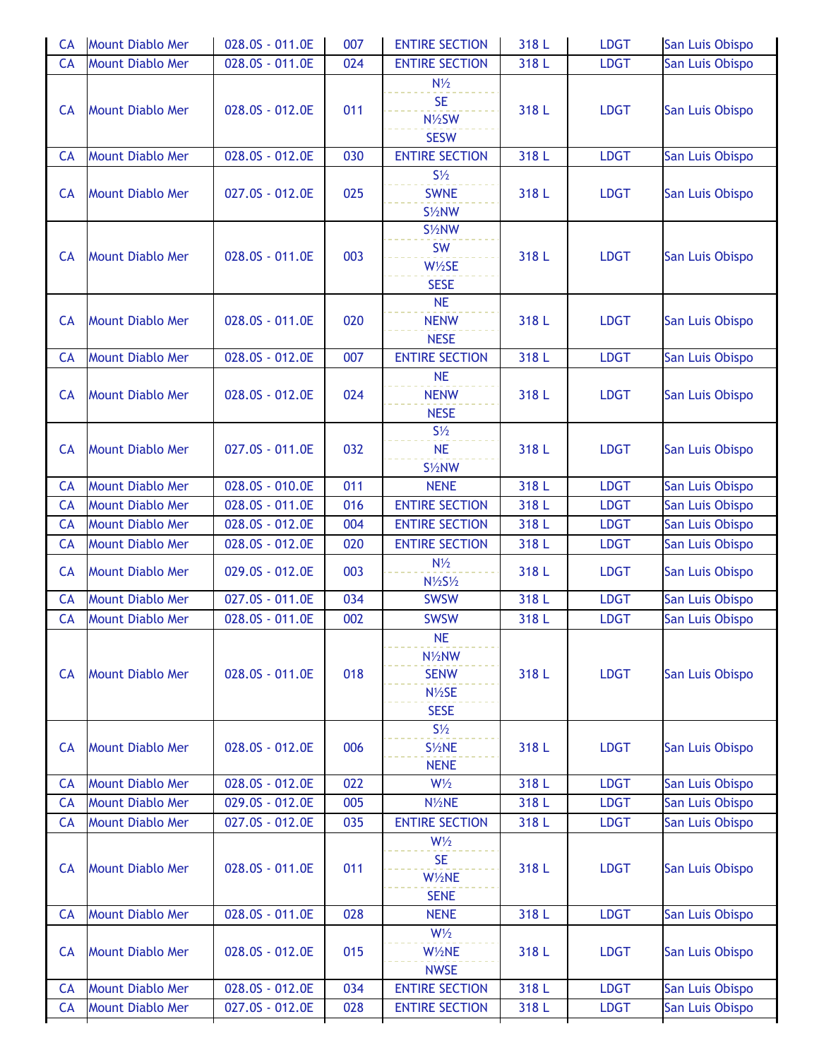| CA | Mount Diablo Mer | 028.0S - 011.0E | 007 | ENTIRE SECTION | 318 L | LDGT | San Luis Obispo |
|---|---|---|---|---|---|---|---|
| CA | Mount Diablo Mer | 028.0S - 011.0E | 024 | ENTIRE SECTION | 318 L | LDGT | San Luis Obispo |
| CA | Mount Diablo Mer | 028.0S - 012.0E | 011 | N½<br>SE<br>N½SW<br>SESW | 318 L | LDGT | San Luis Obispo |
| CA | Mount Diablo Mer | 028.0S - 012.0E | 030 | ENTIRE SECTION | 318 L | LDGT | San Luis Obispo |
| CA | Mount Diablo Mer | 027.0S - 012.0E | 025 | S½<br>SWNE<br>S½NW | 318 L | LDGT | San Luis Obispo |
| CA | Mount Diablo Mer | 028.0S - 011.0E | 003 | S½NW<br>SW<br>W½SE<br>SESE | 318 L | LDGT | San Luis Obispo |
| CA | Mount Diablo Mer | 028.0S - 011.0E | 020 | NE<br>NENW<br>NESE | 318 L | LDGT | San Luis Obispo |
| CA | Mount Diablo Mer | 028.0S - 012.0E | 007 | ENTIRE SECTION | 318 L | LDGT | San Luis Obispo |
| CA | Mount Diablo Mer | 028.0S - 012.0E | 024 | NE<br>NENW<br>NESE | 318 L | LDGT | San Luis Obispo |
| CA | Mount Diablo Mer | 027.0S - 011.0E | 032 | S½<br>NE<br>S½NW | 318 L | LDGT | San Luis Obispo |
| CA | Mount Diablo Mer | 028.0S - 010.0E | 011 | NENE | 318 L | LDGT | San Luis Obispo |
| CA | Mount Diablo Mer | 028.0S - 011.0E | 016 | ENTIRE SECTION | 318 L | LDGT | San Luis Obispo |
| CA | Mount Diablo Mer | 028.0S - 012.0E | 004 | ENTIRE SECTION | 318 L | LDGT | San Luis Obispo |
| CA | Mount Diablo Mer | 028.0S - 012.0E | 020 | ENTIRE SECTION | 318 L | LDGT | San Luis Obispo |
| CA | Mount Diablo Mer | 029.0S - 012.0E | 003 | N½<br>N½S½ | 318 L | LDGT | San Luis Obispo |
| CA | Mount Diablo Mer | 027.0S - 011.0E | 034 | SWSW | 318 L | LDGT | San Luis Obispo |
| CA | Mount Diablo Mer | 028.0S - 011.0E | 002 | SWSW | 318 L | LDGT | San Luis Obispo |
| CA | Mount Diablo Mer | 028.0S - 011.0E | 018 | NE<br>N½NW<br>SENW<br>N½SE<br>SESE | 318 L | LDGT | San Luis Obispo |
| CA | Mount Diablo Mer | 028.0S - 012.0E | 006 | S½<br>S½NE<br>NENE | 318 L | LDGT | San Luis Obispo |
| CA | Mount Diablo Mer | 028.0S - 012.0E | 022 | W½ | 318 L | LDGT | San Luis Obispo |
| CA | Mount Diablo Mer | 029.0S - 012.0E | 005 | N½NE | 318 L | LDGT | San Luis Obispo |
| CA | Mount Diablo Mer | 027.0S - 012.0E | 035 | ENTIRE SECTION | 318 L | LDGT | San Luis Obispo |
| CA | Mount Diablo Mer | 028.0S - 011.0E | 011 | W½<br>SE<br>W½NE<br>SENE | 318 L | LDGT | San Luis Obispo |
| CA | Mount Diablo Mer | 028.0S - 011.0E | 028 | NENE | 318 L | LDGT | San Luis Obispo |
| CA | Mount Diablo Mer | 028.0S - 012.0E | 015 | W½<br>W½NE<br>NWSE | 318 L | LDGT | San Luis Obispo |
| CA | Mount Diablo Mer | 028.0S - 012.0E | 034 | ENTIRE SECTION | 318 L | LDGT | San Luis Obispo |
| CA | Mount Diablo Mer | 027.0S - 012.0E | 028 | ENTIRE SECTION | 318 L | LDGT | San Luis Obispo |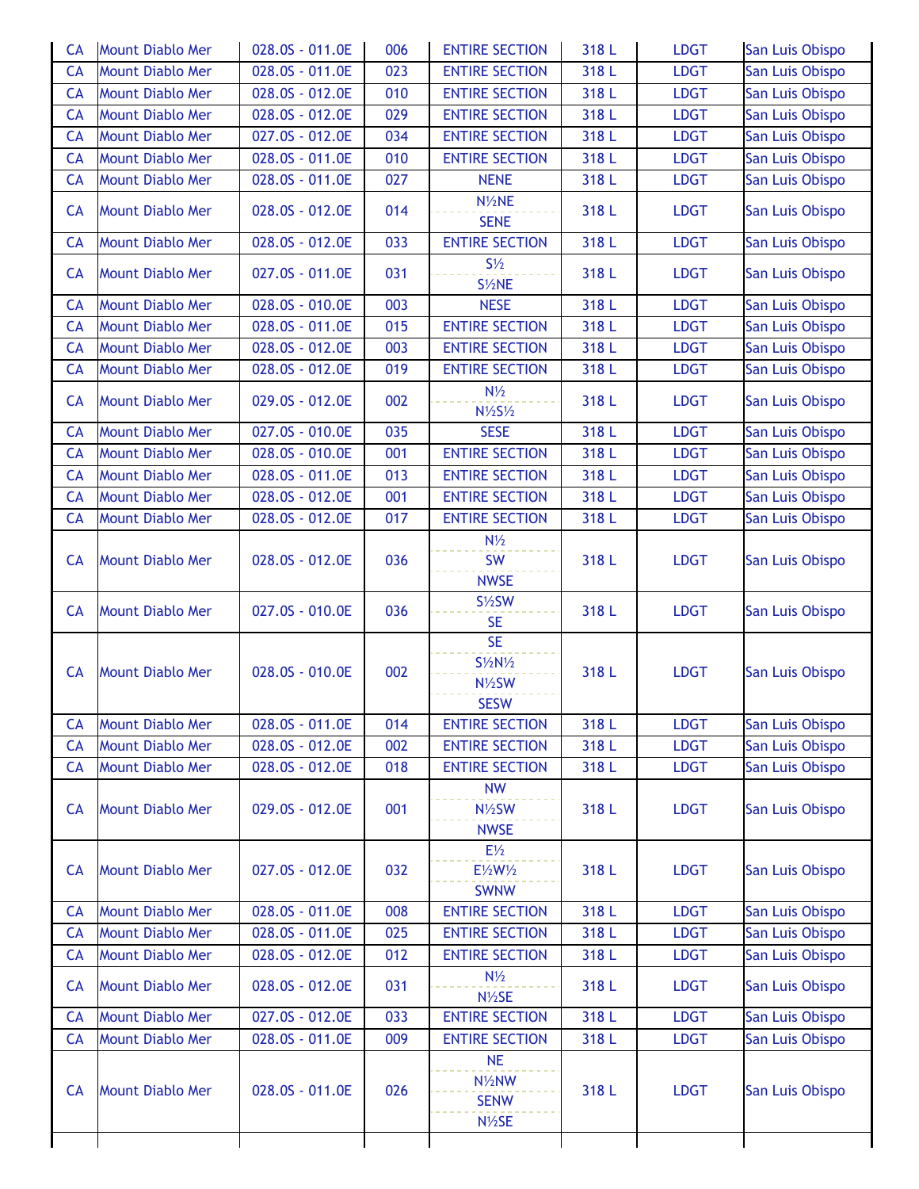| CA | Mount Diablo Mer | 028.0S - 011.0E | 006 | ENTIRE SECTION | 318 L | LDGT | San Luis Obispo |
|---|---|---|---|---|---|---|---|
| CA | Mount Diablo Mer | 028.0S - 011.0E | 023 | ENTIRE SECTION | 318 L | LDGT | San Luis Obispo |
| CA | Mount Diablo Mer | 028.0S - 012.0E | 010 | ENTIRE SECTION | 318 L | LDGT | San Luis Obispo |
| CA | Mount Diablo Mer | 028.0S - 012.0E | 029 | ENTIRE SECTION | 318 L | LDGT | San Luis Obispo |
| CA | Mount Diablo Mer | 027.0S - 012.0E | 034 | ENTIRE SECTION | 318 L | LDGT | San Luis Obispo |
| CA | Mount Diablo Mer | 028.0S - 011.0E | 010 | ENTIRE SECTION | 318 L | LDGT | San Luis Obispo |
| CA | Mount Diablo Mer | 028.0S - 011.0E | 027 | NENE | 318 L | LDGT | San Luis Obispo |
| CA | Mount Diablo Mer | 028.0S - 012.0E | 014 | N½NE<br>SENE | 318 L | LDGT | San Luis Obispo |
| CA | Mount Diablo Mer | 028.0S - 012.0E | 033 | ENTIRE SECTION | 318 L | LDGT | San Luis Obispo |
| CA | Mount Diablo Mer | 027.0S - 011.0E | 031 | S½<br>S½NE | 318 L | LDGT | San Luis Obispo |
| CA | Mount Diablo Mer | 028.0S - 010.0E | 003 | NESE | 318 L | LDGT | San Luis Obispo |
| CA | Mount Diablo Mer | 028.0S - 011.0E | 015 | ENTIRE SECTION | 318 L | LDGT | San Luis Obispo |
| CA | Mount Diablo Mer | 028.0S - 012.0E | 003 | ENTIRE SECTION | 318 L | LDGT | San Luis Obispo |
| CA | Mount Diablo Mer | 028.0S - 012.0E | 019 | ENTIRE SECTION | 318 L | LDGT | San Luis Obispo |
| CA | Mount Diablo Mer | 029.0S - 012.0E | 002 | N½<br>N½S½ | 318 L | LDGT | San Luis Obispo |
| CA | Mount Diablo Mer | 027.0S - 010.0E | 035 | SESE | 318 L | LDGT | San Luis Obispo |
| CA | Mount Diablo Mer | 028.0S - 010.0E | 001 | ENTIRE SECTION | 318 L | LDGT | San Luis Obispo |
| CA | Mount Diablo Mer | 028.0S - 011.0E | 013 | ENTIRE SECTION | 318 L | LDGT | San Luis Obispo |
| CA | Mount Diablo Mer | 028.0S - 012.0E | 001 | ENTIRE SECTION | 318 L | LDGT | San Luis Obispo |
| CA | Mount Diablo Mer | 028.0S - 012.0E | 017 | ENTIRE SECTION | 318 L | LDGT | San Luis Obispo |
| CA | Mount Diablo Mer | 028.0S - 012.0E | 036 | N½<br>SW<br>NWSE | 318 L | LDGT | San Luis Obispo |
| CA | Mount Diablo Mer | 027.0S - 010.0E | 036 | S½SW<br>SE | 318 L | LDGT | San Luis Obispo |
| CA | Mount Diablo Mer | 028.0S - 010.0E | 002 | SE<br>S½N½<br>N½SW<br>SESW | 318 L | LDGT | San Luis Obispo |
| CA | Mount Diablo Mer | 028.0S - 011.0E | 014 | ENTIRE SECTION | 318 L | LDGT | San Luis Obispo |
| CA | Mount Diablo Mer | 028.0S - 012.0E | 002 | ENTIRE SECTION | 318 L | LDGT | San Luis Obispo |
| CA | Mount Diablo Mer | 028.0S - 012.0E | 018 | ENTIRE SECTION | 318 L | LDGT | San Luis Obispo |
| CA | Mount Diablo Mer | 029.0S - 012.0E | 001 | NW<br>N½SW<br>NWSE | 318 L | LDGT | San Luis Obispo |
| CA | Mount Diablo Mer | 027.0S - 012.0E | 032 | E½<br>E½W½<br>SWNW | 318 L | LDGT | San Luis Obispo |
| CA | Mount Diablo Mer | 028.0S - 011.0E | 008 | ENTIRE SECTION | 318 L | LDGT | San Luis Obispo |
| CA | Mount Diablo Mer | 028.0S - 011.0E | 025 | ENTIRE SECTION | 318 L | LDGT | San Luis Obispo |
| CA | Mount Diablo Mer | 028.0S - 012.0E | 012 | ENTIRE SECTION | 318 L | LDGT | San Luis Obispo |
| CA | Mount Diablo Mer | 028.0S - 012.0E | 031 | N½<br>N½SE | 318 L | LDGT | San Luis Obispo |
| CA | Mount Diablo Mer | 027.0S - 012.0E | 033 | ENTIRE SECTION | 318 L | LDGT | San Luis Obispo |
| CA | Mount Diablo Mer | 028.0S - 011.0E | 009 | ENTIRE SECTION | 318 L | LDGT | San Luis Obispo |
| CA | Mount Diablo Mer | 028.0S - 011.0E | 026 | NE<br>N½NW<br>SENW<br>N½SE | 318 L | LDGT | San Luis Obispo |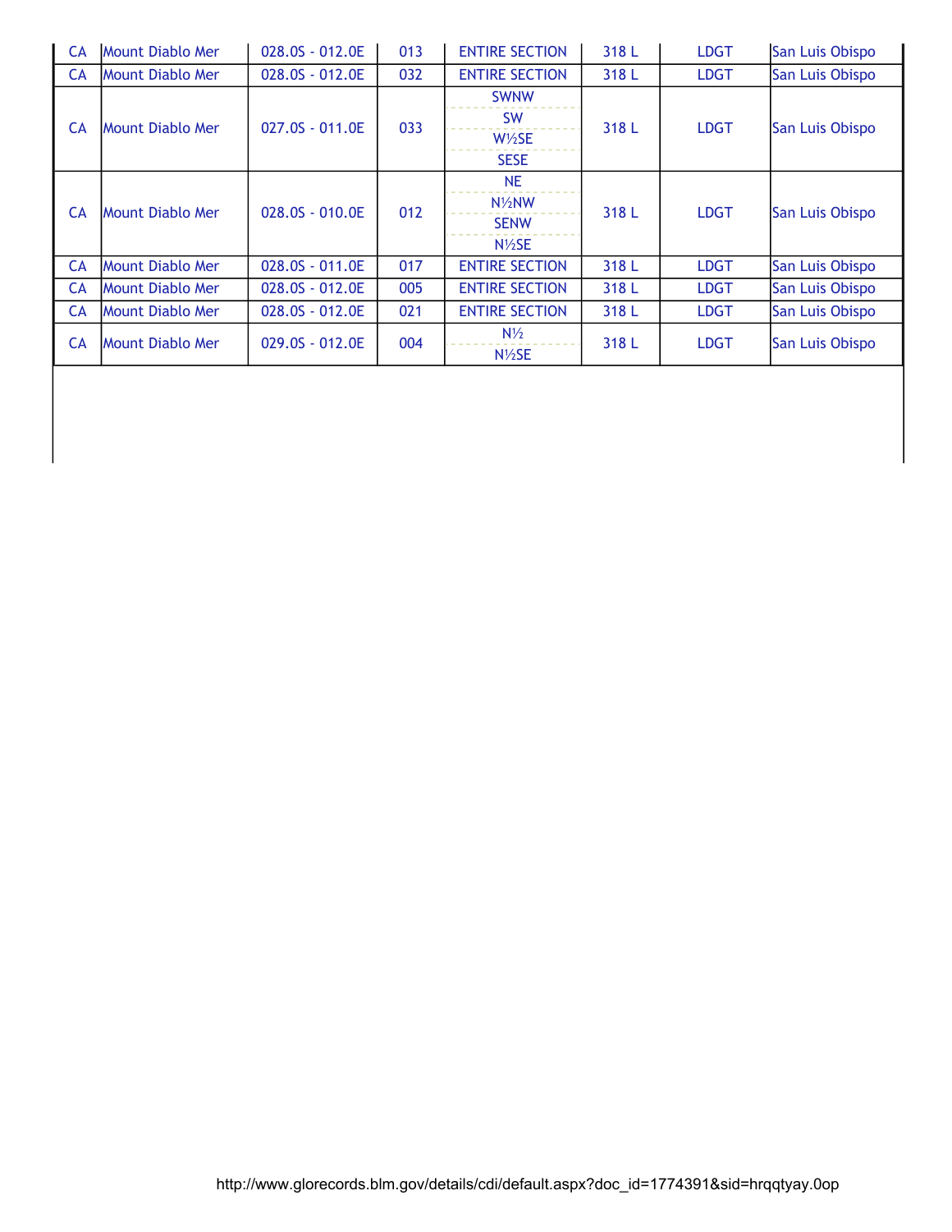| | | | | | | | |
|---|---|---|---|---|---|---|---|
| CA | Mount Diablo Mer | 028.0S - 012.0E | 013 | ENTIRE SECTION | 318 L | LDGT | San Luis Obispo |
| CA | Mount Diablo Mer | 028.0S - 012.0E | 032 | ENTIRE SECTION | 318 L | LDGT | San Luis Obispo |
| CA | Mount Diablo Mer | 027.0S - 011.0E | 033 | SWNW<br>SW<br>W½SE<br>SESE | 318 L | LDGT | San Luis Obispo |
| CA | Mount Diablo Mer | 028.0S - 010.0E | 012 | NE<br>N½NW<br>SENW<br>N½SE | 318 L | LDGT | San Luis Obispo |
| CA | Mount Diablo Mer | 028.0S - 011.0E | 017 | ENTIRE SECTION | 318 L | LDGT | San Luis Obispo |
| CA | Mount Diablo Mer | 028.0S - 012.0E | 005 | ENTIRE SECTION | 318 L | LDGT | San Luis Obispo |
| CA | Mount Diablo Mer | 028.0S - 012.0E | 021 | ENTIRE SECTION | 318 L | LDGT | San Luis Obispo |
| CA | Mount Diablo Mer | 029.0S - 012.0E | 004 | N½<br>N½SE | 318 L | LDGT | San Luis Obispo |

http://www.glorecords.blm.gov/details/cdi/default.aspx?doc_id=1774391&sid=hrqqtyay.0op